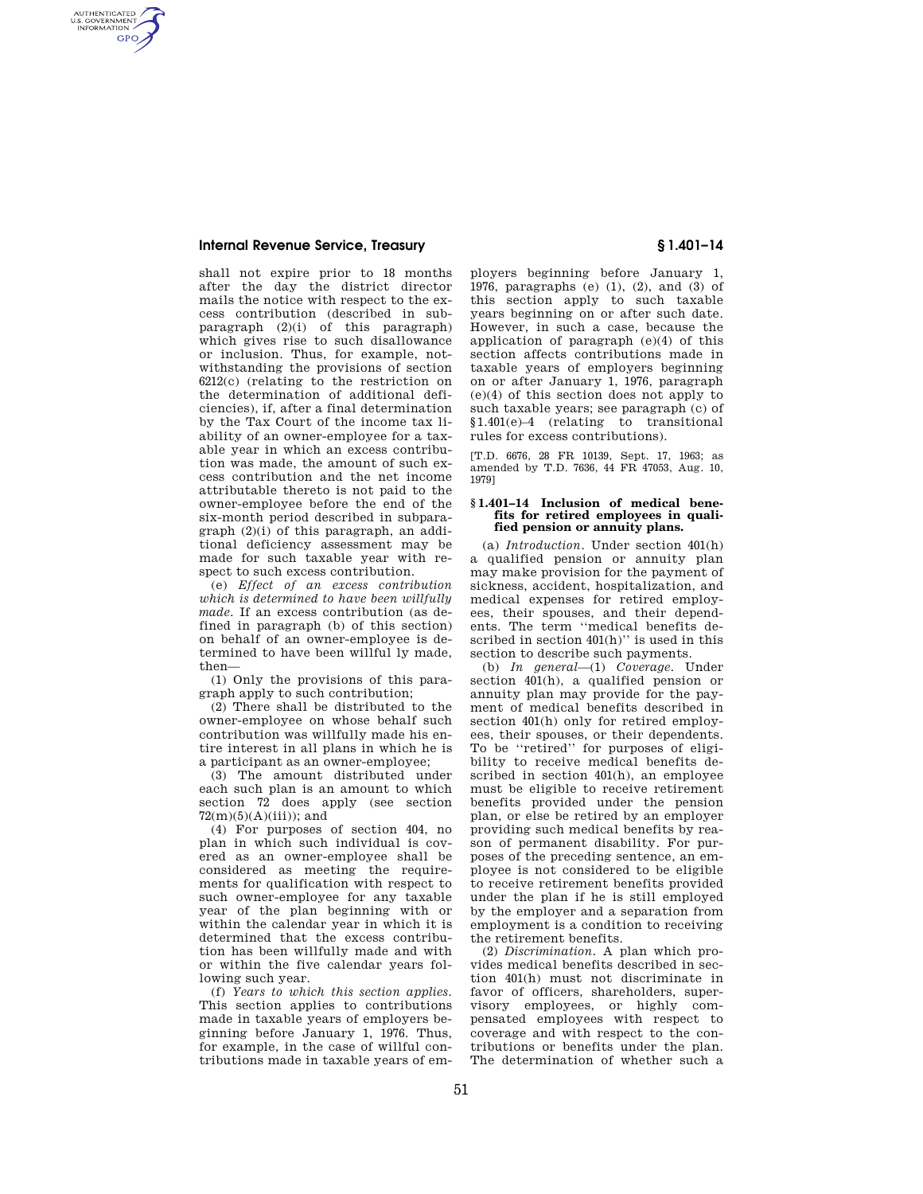shall not expire prior to 18 months after the day the district director mails the notice with respect to the excess contribution (described in subparagraph (2)(i) of this paragraph) which gives rise to such disallowance or inclusion. Thus, for example, notwithstanding the provisions of section 6212(c) (relating to the restriction on the determination of additional deficiencies), if, after a final determination by the Tax Court of the income tax liability of an owner-employee for a taxable year in which an excess contribution was made, the amount of such excess contribution and the net income attributable thereto is not paid to the owner-employee before the end of the six-month period described in subparagraph (2)(i) of this paragraph, an additional deficiency assessment may be made for such taxable year with respect to such excess contribution.

(e) *Effect of an excess contribution which is determined to have been willfully made.* If an excess contribution (as defined in paragraph (b) of this section) on behalf of an owner-employee is determined to have been willful ly made, then—

(1) Only the provisions of this paragraph apply to such contribution;

(2) There shall be distributed to the owner-employee on whose behalf such contribution was willfully made his entire interest in all plans in which he is a participant as an owner-employee;

(3) The amount distributed under each such plan is an amount to which section 72 does apply (see section 72(m)(5)(A)(iii)); and

(4) For purposes of section 404, no plan in which such individual is covered as an owner-employee shall be considered as meeting the requirements for qualification with respect to such owner-employee for any taxable year of the plan beginning with or within the calendar year in which it is determined that the excess contribution has been willfully made and with or within the five calendar years following such year.

(f) *Years to which this section applies.* This section applies to contributions made in taxable years of employers beginning before January 1, 1976. Thus, for example, in the case of willful contributions made in taxable years of employers beginning before January 1, 1976, paragraphs (e) (1), (2), and (3) of this section apply to such taxable years beginning on or after such date. However, in such a case, because the application of paragraph (e)(4) of this section affects contributions made in taxable years of employers beginning on or after January 1, 1976, paragraph (e)(4) of this section does not apply to such taxable years; see paragraph (c) of §1.401(e)–4 (relating to transitional rules for excess contributions).

[T.D. 6676, 28 FR 10139, Sept. 17, 1963; as amended by T.D. 7636, 44 FR 47053, Aug. 10, 1979]

## §1.401–14 Inclusion of medical benefits for retired employees in qualified pension or annuity plans.

(a) *Introduction.* Under section 401(h) a qualified pension or annuity plan may make provision for the payment of sickness, accident, hospitalization, and medical expenses for retired employees, their spouses, and their dependents. The term "medical benefits described in section 401(h)" is used in this section to describe such payments.

(b) *In general*—(1) *Coverage.* Under section 401(h), a qualified pension or annuity plan may provide for the payment of medical benefits described in section 401(h) only for retired employees, their spouses, or their dependents. To be "retired" for purposes of eligibility to receive medical benefits described in section 401(h), an employee must be eligible to receive retirement benefits provided under the pension plan, or else be retired by an employer providing such medical benefits by reason of permanent disability. For purposes of the preceding sentence, an employee is not considered to be eligible to receive retirement benefits provided under the plan if he is still employed by the employer and a separation from employment is a condition to receiving the retirement benefits.

(2) *Discrimination.* A plan which provides medical benefits described in section 401(h) must not discriminate in favor of officers, shareholders, supervisory employees, or highly compensated employees with respect to coverage and with respect to the contributions or benefits under the plan. The determination of whether such a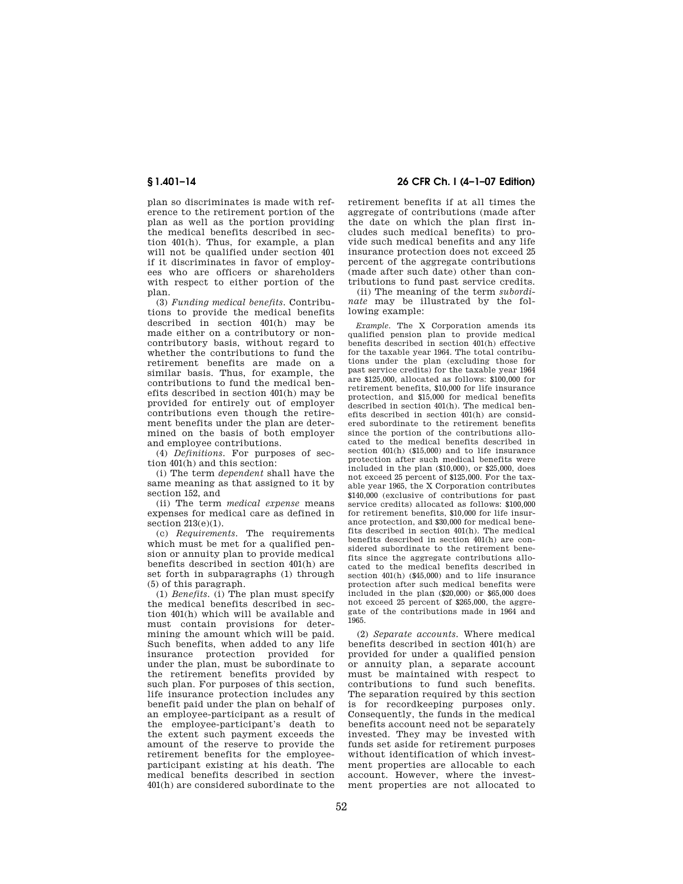plan so discriminates is made with reference to the retirement portion of the plan as well as the portion providing the medical benefits described in section 401(h). Thus, for example, a plan will not be qualified under section 401 if it discriminates in favor of employees who are officers or shareholders with respect to either portion of the plan.

(3) *Funding medical benefits.* Contributions to provide the medical benefits described in section 401(h) may be made either on a contributory or noncontributory basis, without regard to whether the contributions to fund the retirement benefits are made on a similar basis. Thus, for example, the contributions to fund the medical benefits described in section 401(h) may be provided for entirely out of employer contributions even though the retirement benefits under the plan are determined on the basis of both employer and employee contributions.

(4) *Definitions.* For purposes of section 401(h) and this section:

(i) The term *dependent* shall have the same meaning as that assigned to it by section 152, and

(ii) The term *medical expense* means expenses for medical care as defined in section 213(e)(1).

(c) *Requirements.* The requirements which must be met for a qualified pension or annuity plan to provide medical benefits described in section 401(h) are set forth in subparagraphs (1) through (5) of this paragraph.

(1) *Benefits.* (i) The plan must specify the medical benefits described in section 401(h) which will be available and must contain provisions for determining the amount which will be paid. Such benefits, when added to any life insurance protection provided for under the plan, must be subordinate to the retirement benefits provided by such plan. For purposes of this section, life insurance protection includes any benefit paid under the plan on behalf of an employee-participant as a result of the employee-participant's death to the extent such payment exceeds the amount of the reserve to provide the retirement benefits for the employee-participant existing at his death. The medical benefits described in section 401(h) are considered subordinate to the retirement benefits if at all times the aggregate of contributions (made after the date on which the plan first includes such medical benefits) to provide such medical benefits and any life insurance protection does not exceed 25 percent of the aggregate contributions (made after such date) other than contributions to fund past service credits.

(ii) The meaning of the term *subordinate* may be illustrated by the following example:

*Example.* The X Corporation amends its qualified pension plan to provide medical benefits described in section 401(h) effective for the taxable year 1964. The total contributions under the plan (excluding those for past service credits) for the taxable year 1964 are $125,000, allocated as follows: $100,000 for retirement benefits, $10,000 for life insurance protection, and $15,000 for medical benefits described in section 401(h). The medical benefits described in section 401(h) are considered subordinate to the retirement benefits since the portion of the contributions allocated to the medical benefits described in section 401(h) ($15,000) and to life insurance protection after such medical benefits were included in the plan ($10,000), or $25,000, does not exceed 25 percent of $125,000. For the taxable year 1965, the X Corporation contributes $140,000 (exclusive of contributions for past service credits) allocated as follows: $100,000 for retirement benefits, $10,000 for life insurance protection, and $30,000 for medical benefits described in section 401(h). The medical benefits described in section 401(h) are considered subordinate to the retirement benefits since the aggregate contributions allocated to the medical benefits described in section 401(h) ($45,000) and to life insurance protection after such medical benefits were included in the plan ($20,000) or $65,000 does not exceed 25 percent of $265,000, the aggregate of the contributions made in 1964 and 1965.

(2) *Separate accounts.* Where medical benefits described in section 401(h) are provided for under a qualified pension or annuity plan, a separate account must be maintained with respect to contributions to fund such benefits. The separation required by this section is for recordkeeping purposes only. Consequently, the funds in the medical benefits account need not be separately invested. They may be invested with funds set aside for retirement purposes without identification of which investment properties are allocable to each account. However, where the investment properties are not allocated to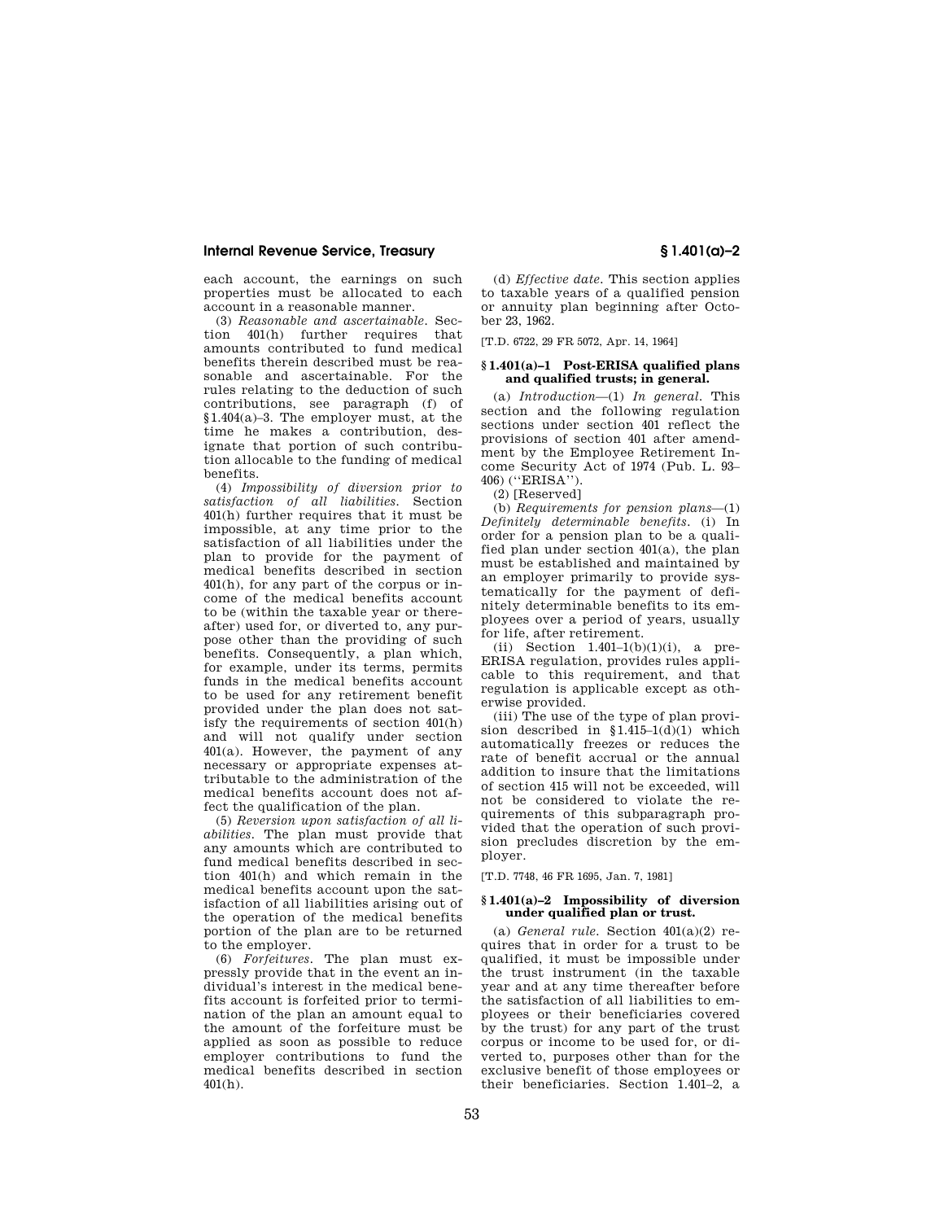each account, the earnings on such properties must be allocated to each account in a reasonable manner.

(3) *Reasonable and ascertainable.* Section 401(h) further requires that amounts contributed to fund medical benefits therein described must be reasonable and ascertainable. For the rules relating to the deduction of such contributions, see paragraph (f) of §1.404(a)–3. The employer must, at the time he makes a contribution, designate that portion of such contribution allocable to the funding of medical benefits.

(4) *Impossibility of diversion prior to satisfaction of all liabilities.* Section 401(h) further requires that it must be impossible, at any time prior to the satisfaction of all liabilities under the plan to provide for the payment of medical benefits described in section 401(h), for any part of the corpus or income of the medical benefits account to be (within the taxable year or thereafter) used for, or diverted to, any purpose other than the providing of such benefits. Consequently, a plan which, for example, under its terms, permits funds in the medical benefits account to be used for any retirement benefit provided under the plan does not satisfy the requirements of section 401(h) and will not qualify under section 401(a). However, the payment of any necessary or appropriate expenses attributable to the administration of the medical benefits account does not affect the qualification of the plan.

(5) *Reversion upon satisfaction of all liabilities.* The plan must provide that any amounts which are contributed to fund medical benefits described in section 401(h) and which remain in the medical benefits account upon the satisfaction of all liabilities arising out of the operation of the medical benefits portion of the plan are to be returned to the employer.

(6) *Forfeitures.* The plan must expressly provide that in the event an individual's interest in the medical benefits account is forfeited prior to termination of the plan an amount equal to the amount of the forfeiture must be applied as soon as possible to reduce employer contributions to fund the medical benefits described in section 401(h).

(d) *Effective date.* This section applies to taxable years of a qualified pension or annuity plan beginning after October 23, 1962.

[T.D. 6722, 29 FR 5072, Apr. 14, 1964]

## § 1.401(a)–1 Post-ERISA qualified plans and qualified trusts; in general.

(a) *Introduction*—(1) *In general.* This section and the following regulation sections under section 401 reflect the provisions of section 401 after amendment by the Employee Retirement Income Security Act of 1974 (Pub. L. 93–406) (''ERISA'').

(2) [Reserved]

(b) *Requirements for pension plans*—(1) *Definitely determinable benefits.* (i) In order for a pension plan to be a qualified plan under section 401(a), the plan must be established and maintained by an employer primarily to provide systematically for the payment of definitely determinable benefits to its employees over a period of years, usually for life, after retirement.

(ii) Section 1.401–1(b)(1)(i), a pre-ERISA regulation, provides rules applicable to this requirement, and that regulation is applicable except as otherwise provided.

(iii) The use of the type of plan provision described in §1.415–1(d)(1) which automatically freezes or reduces the rate of benefit accrual or the annual addition to insure that the limitations of section 415 will not be exceeded, will not be considered to violate the requirements of this subparagraph provided that the operation of such provision precludes discretion by the employer.

[T.D. 7748, 46 FR 1695, Jan. 7, 1981]

## § 1.401(a)–2 Impossibility of diversion under qualified plan or trust.

(a) *General rule.* Section 401(a)(2) requires that in order for a trust to be qualified, it must be impossible under the trust instrument (in the taxable year and at any time thereafter before the satisfaction of all liabilities to employees or their beneficiaries covered by the trust) for any part of the trust corpus or income to be used for, or diverted to, purposes other than for the exclusive benefit of those employees or their beneficiaries. Section 1.401–2, a